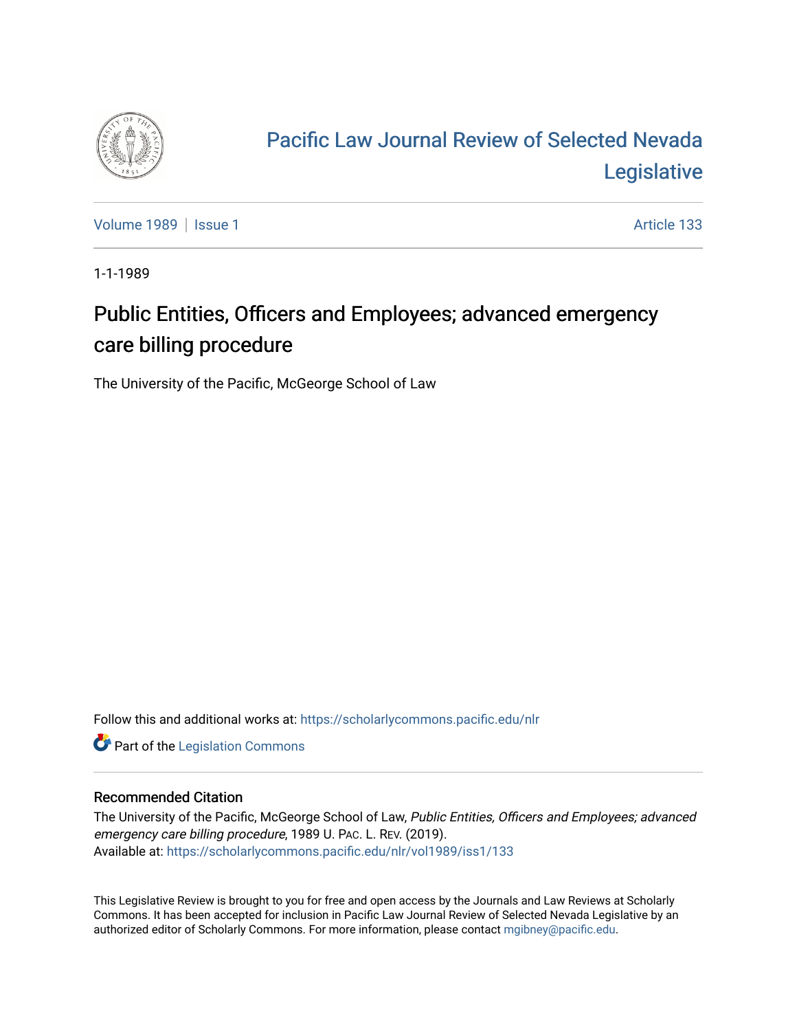# Pacific Law Journal Review of Selected Nevada Legislative

Volume 1989 | Issue 1 | Article 133

1-1-1989

## Public Entities, Officers and Employees; advanced emergency care billing procedure

The University of the Pacific, McGeorge School of Law

Follow this and additional works at: https://scholarlycommons.pacific.edu/nlr

Part of the Legislation Commons

### Recommended Citation

The University of the Pacific, McGeorge School of Law, *Public Entities, Officers and Employees; advanced emergency care billing procedure*, 1989 U. PAC. L. REV. (2019).
Available at: https://scholarlycommons.pacific.edu/nlr/vol1989/iss1/133

This Legislative Review is brought to you for free and open access by the Journals and Law Reviews at Scholarly Commons. It has been accepted for inclusion in Pacific Law Journal Review of Selected Nevada Legislative by an authorized editor of Scholarly Commons. For more information, please contact mgibney@pacific.edu.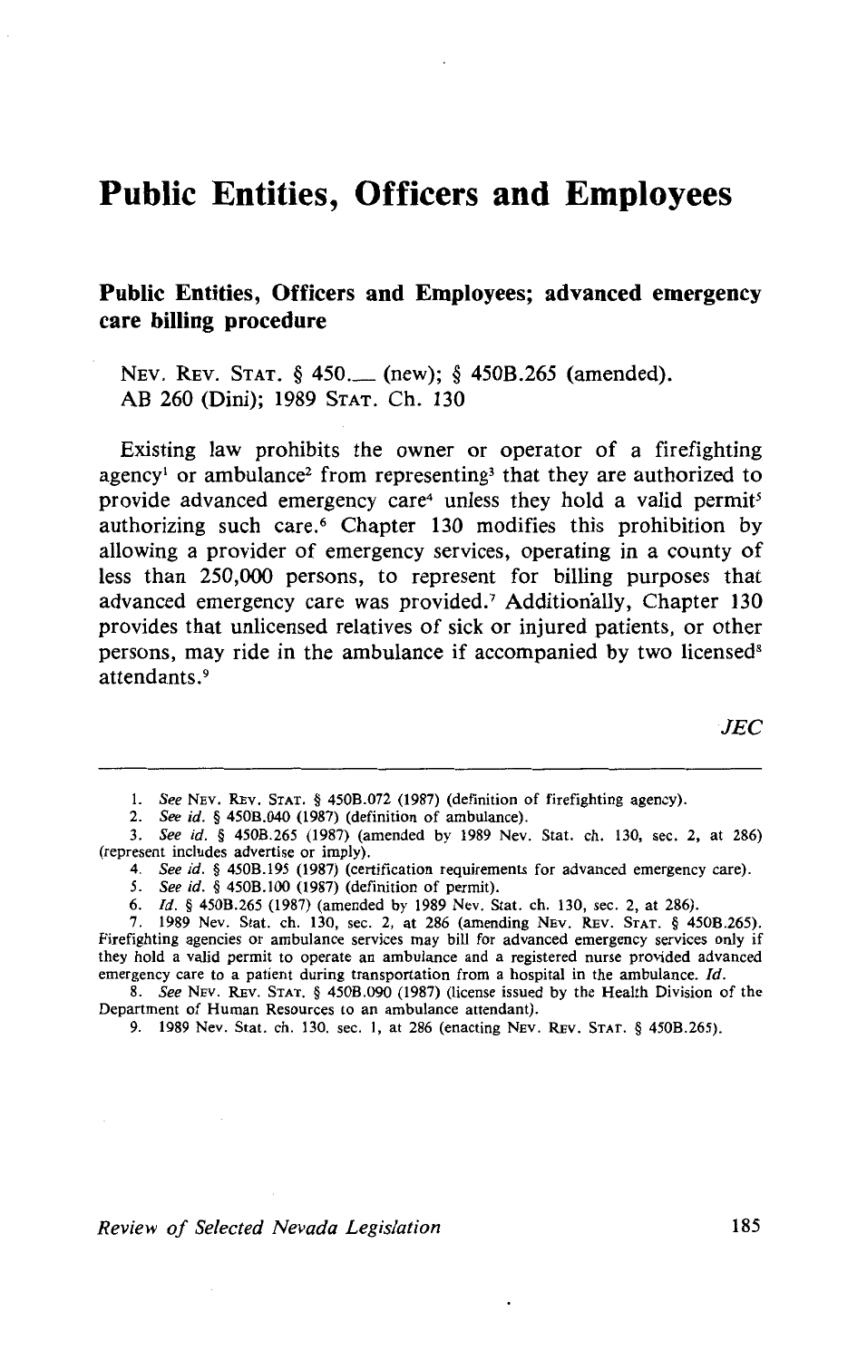# Public Entities, Officers and Employees

## Public Entities, Officers and Employees; advanced emergency care billing procedure

NEV. REV. STAT. § 450.__ (new); § 450B.265 (amended).
AB 260 (Dini); 1989 STAT. Ch. 130

Existing law prohibits the owner or operator of a firefighting agency[1] or ambulance[2] from representing[3] that they are authorized to provide advanced emergency care[4] unless they hold a valid permit[5] authorizing such care.[6] Chapter 130 modifies this prohibition by allowing a provider of emergency services, operating in a county of less than 250,000 persons, to represent for billing purposes that advanced emergency care was provided.[7] Additionally, Chapter 130 provides that unlicensed relatives of sick or injured patients, or other persons, may ride in the ambulance if accompanied by two licensed[8] attendants.[9]

*JEC*

---

1. *See* NEV. REV. STAT. § 450B.072 (1987) (definition of firefighting agency).
2. *See id.* § 450B.040 (1987) (definition of ambulance).
3. *See id.* § 450B.265 (1987) (amended by 1989 Nev. Stat. ch. 130, sec. 2, at 286) (represent includes advertise or imply).
4. *See id.* § 450B.195 (1987) (certification requirements for advanced emergency care).
5. *See id.* § 450B.100 (1987) (definition of permit).
6. *Id.* § 450B.265 (1987) (amended by 1989 Nev. Stat. ch. 130, sec. 2, at 286).
7. 1989 Nev. Stat. ch. 130, sec. 2, at 286 (amending NEV. REV. STAT. § 450B.265). Firefighting agencies or ambulance services may bill for advanced emergency services only if they hold a valid permit to operate an ambulance and a registered nurse provided advanced emergency care to a patient during transportation from a hospital in the ambulance. *Id.*
8. *See* NEV. REV. STAT. § 450B.090 (1987) (license issued by the Health Division of the Department of Human Resources to an ambulance attendant).
9. 1989 Nev. Stat. ch. 130, sec. 1, at 286 (enacting NEV. REV. STAT. § 450B.265).